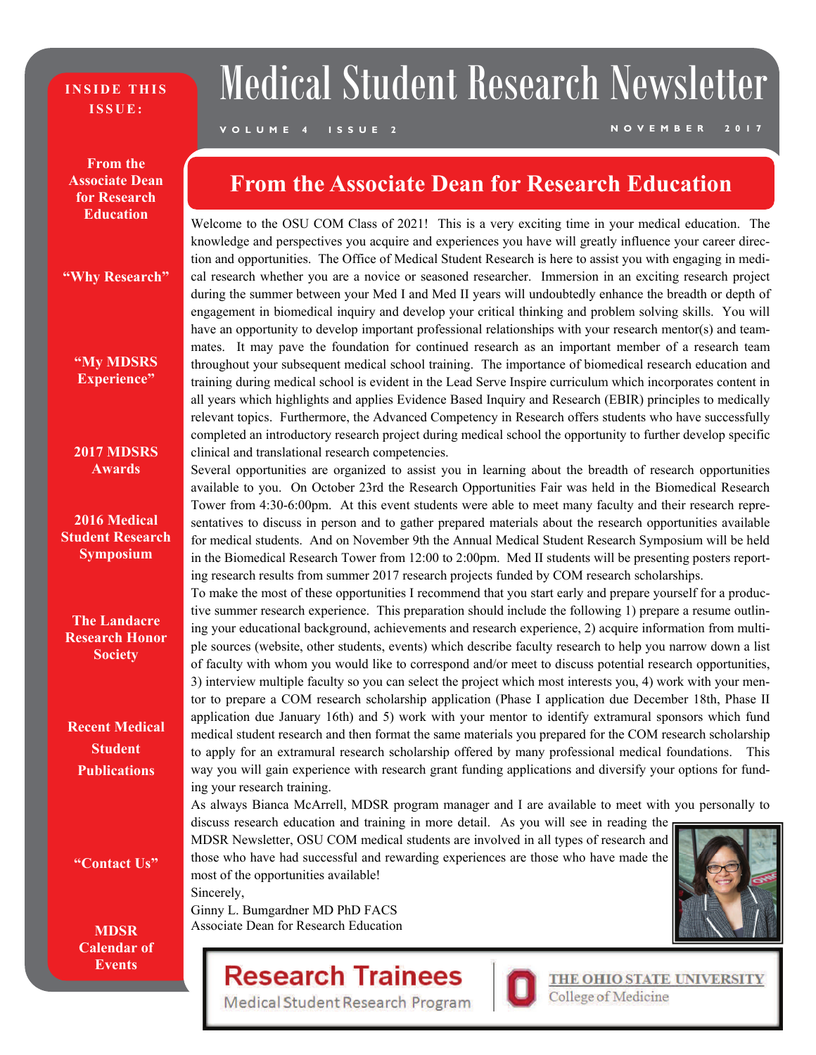# Medical Student Research Newsletter

VOLUME 4 ISSUE 2 — NOVEMBER 2017

**INSIDE THIS ISSUE:**

- From the Associate Dean for Research Education
- "Why Research"
- "My MDSRS Experience"
- 2017 MDSRS Awards
- 2016 Medical Student Research Symposium
- The Landacre Research Honor Society
- Recent Medical Student Publications
- "Contact Us"
- MDSR Calendar of Events

## From the Associate Dean for Research Education

Welcome to the OSU COM Class of 2021! This is a very exciting time in your medical education. The knowledge and perspectives you acquire and experiences you have will greatly influence your career direction and opportunities. The Office of Medical Student Research is here to assist you with engaging in medical research whether you are a novice or seasoned researcher. Immersion in an exciting research project during the summer between your Med I and Med II years will undoubtedly enhance the breadth or depth of engagement in biomedical inquiry and develop your critical thinking and problem solving skills. You will have an opportunity to develop important professional relationships with your research mentor(s) and teammates. It may pave the foundation for continued research as an important member of a research team throughout your subsequent medical school training. The importance of biomedical research education and training during medical school is evident in the Lead Serve Inspire curriculum which incorporates content in all years which highlights and applies Evidence Based Inquiry and Research (EBIR) principles to medically relevant topics. Furthermore, the Advanced Competency in Research offers students who have successfully completed an introductory research project during medical school the opportunity to further develop specific clinical and translational research competencies.

Several opportunities are organized to assist you in learning about the breadth of research opportunities available to you. On October 23rd the Research Opportunities Fair was held in the Biomedical Research Tower from 4:30-6:00pm. At this event students were able to meet many faculty and their research representatives to discuss in person and to gather prepared materials about the research opportunities available for medical students. And on November 9th the Annual Medical Student Research Symposium will be held in the Biomedical Research Tower from 12:00 to 2:00pm. Med II students will be presenting posters reporting research results from summer 2017 research projects funded by COM research scholarships.

To make the most of these opportunities I recommend that you start early and prepare yourself for a productive summer research experience. This preparation should include the following 1) prepare a resume outlining your educational background, achievements and research experience, 2) acquire information from multiple sources (website, other students, events) which describe faculty research to help you narrow down a list of faculty with whom you would like to correspond and/or meet to discuss potential research opportunities, 3) interview multiple faculty so you can select the project which most interests you, 4) work with your mentor to prepare a COM research scholarship application (Phase I application due December 18th, Phase II application due January 16th) and 5) work with your mentor to identify extramural sponsors which fund medical student research and then format the same materials you prepared for the COM research scholarship to apply for an extramural research scholarship offered by many professional medical foundations. This way you will gain experience with research grant funding applications and diversify your options for funding your research training.

As always Bianca McArrell, MDSR program manager and I are available to meet with you personally to discuss research education and training in more detail. As you will see in reading the MDSR Newsletter, OSU COM medical students are involved in all types of research and those who have had successful and rewarding experiences are those who have made the most of the opportunities available!

Sincerely,
Ginny L. Bumgardner MD PhD FACS
Associate Dean for Research Education

**Research Trainees**
Medical Student Research Program

THE OHIO STATE UNIVERSITY
College of Medicine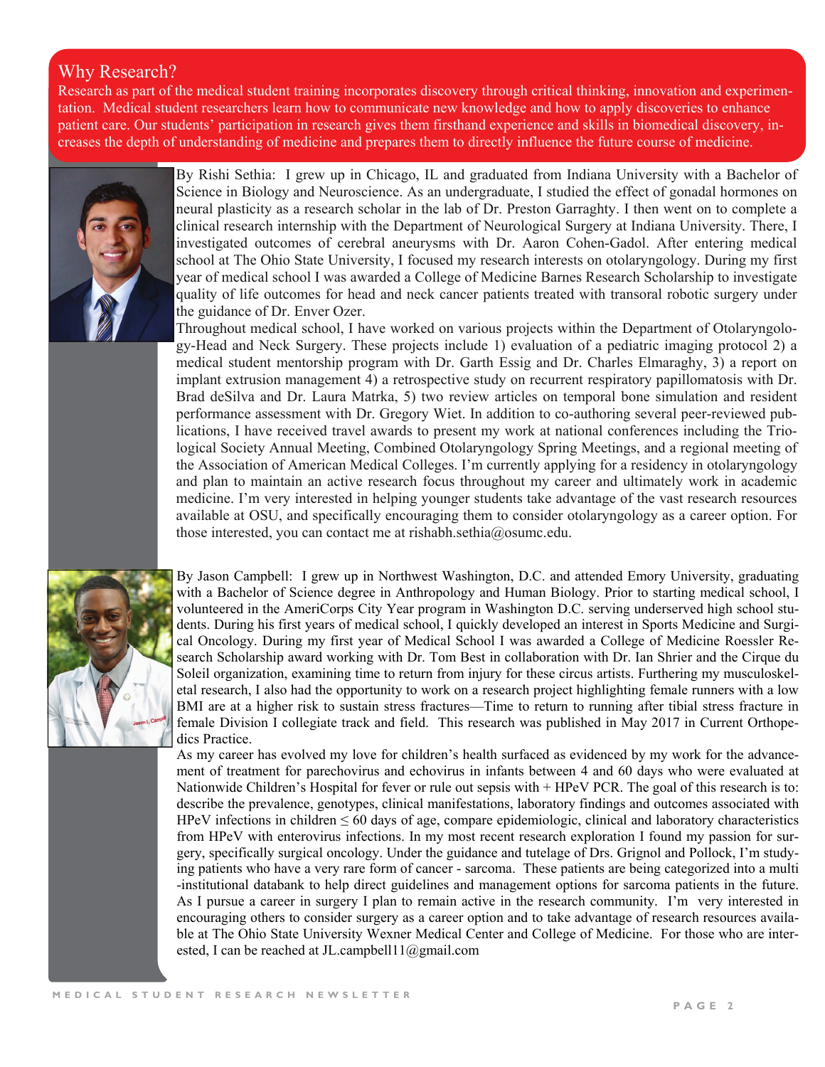## Why Research?

Research as part of the medical student training incorporates discovery through critical thinking, innovation and experimentation. Medical student researchers learn how to communicate new knowledge and how to apply discoveries to enhance patient care. Our students' participation in research gives them firsthand experience and skills in biomedical discovery, increases the depth of understanding of medicine and prepares them to directly influence the future course of medicine.

By Rishi Sethia: I grew up in Chicago, IL and graduated from Indiana University with a Bachelor of Science in Biology and Neuroscience. As an undergraduate, I studied the effect of gonadal hormones on neural plasticity as a research scholar in the lab of Dr. Preston Garraghty. I then went on to complete a clinical research internship with the Department of Neurological Surgery at Indiana University. There, I investigated outcomes of cerebral aneurysms with Dr. Aaron Cohen-Gadol. After entering medical school at The Ohio State University, I focused my research interests on otolaryngology. During my first year of medical school I was awarded a College of Medicine Barnes Research Scholarship to investigate quality of life outcomes for head and neck cancer patients treated with transoral robotic surgery under the guidance of Dr. Enver Ozer.

Throughout medical school, I have worked on various projects within the Department of Otolaryngology-Head and Neck Surgery. These projects include 1) evaluation of a pediatric imaging protocol 2) a medical student mentorship program with Dr. Garth Essig and Dr. Charles Elmaraghy, 3) a report on implant extrusion management 4) a retrospective study on recurrent respiratory papillomatosis with Dr. Brad deSilva and Dr. Laura Matrka, 5) two review articles on temporal bone simulation and resident performance assessment with Dr. Gregory Wiet. In addition to co-authoring several peer-reviewed publications, I have received travel awards to present my work at national conferences including the Triological Society Annual Meeting, Combined Otolaryngology Spring Meetings, and a regional meeting of the Association of American Medical Colleges. I'm currently applying for a residency in otolaryngology and plan to maintain an active research focus throughout my career and ultimately work in academic medicine. I'm very interested in helping younger students take advantage of the vast research resources available at OSU, and specifically encouraging them to consider otolaryngology as a career option. For those interested, you can contact me at rishabh.sethia@osumc.edu.

By Jason Campbell: I grew up in Northwest Washington, D.C. and attended Emory University, graduating with a Bachelor of Science degree in Anthropology and Human Biology. Prior to starting medical school, I volunteered in the AmeriCorps City Year program in Washington D.C. serving underserved high school students. During his first years of medical school, I quickly developed an interest in Sports Medicine and Surgical Oncology. During my first year of Medical School I was awarded a College of Medicine Roessler Research Scholarship award working with Dr. Tom Best in collaboration with Dr. Ian Shrier and the Cirque du Soleil organization, examining time to return from injury for these circus artists. Furthering my musculoskeletal research, I also had the opportunity to work on a research project highlighting female runners with a low BMI are at a higher risk to sustain stress fractures—Time to return to running after tibial stress fracture in female Division I collegiate track and field. This research was published in May 2017 in Current Orthopedics Practice.

As my career has evolved my love for children's health surfaced as evidenced by my work for the advancement of treatment for parechovirus and echovirus in infants between 4 and 60 days who were evaluated at Nationwide Children's Hospital for fever or rule out sepsis with + HPeV PCR. The goal of this research is to: describe the prevalence, genotypes, clinical manifestations, laboratory findings and outcomes associated with HPeV infections in children $\leq$ 60 days of age, compare epidemiologic, clinical and laboratory characteristics from HPeV with enterovirus infections. In my most recent research exploration I found my passion for surgery, specifically surgical oncology. Under the guidance and tutelage of Drs. Grignol and Pollock, I'm studying patients who have a very rare form of cancer - sarcoma. These patients are being categorized into a multi-institutional databank to help direct guidelines and management options for sarcoma patients in the future. As I pursue a career in surgery I plan to remain active in the research community. I'm very interested in encouraging others to consider surgery as a career option and to take advantage of research resources available at The Ohio State University Wexner Medical Center and College of Medicine. For those who are interested, I can be reached at JL.campbell11@gmail.com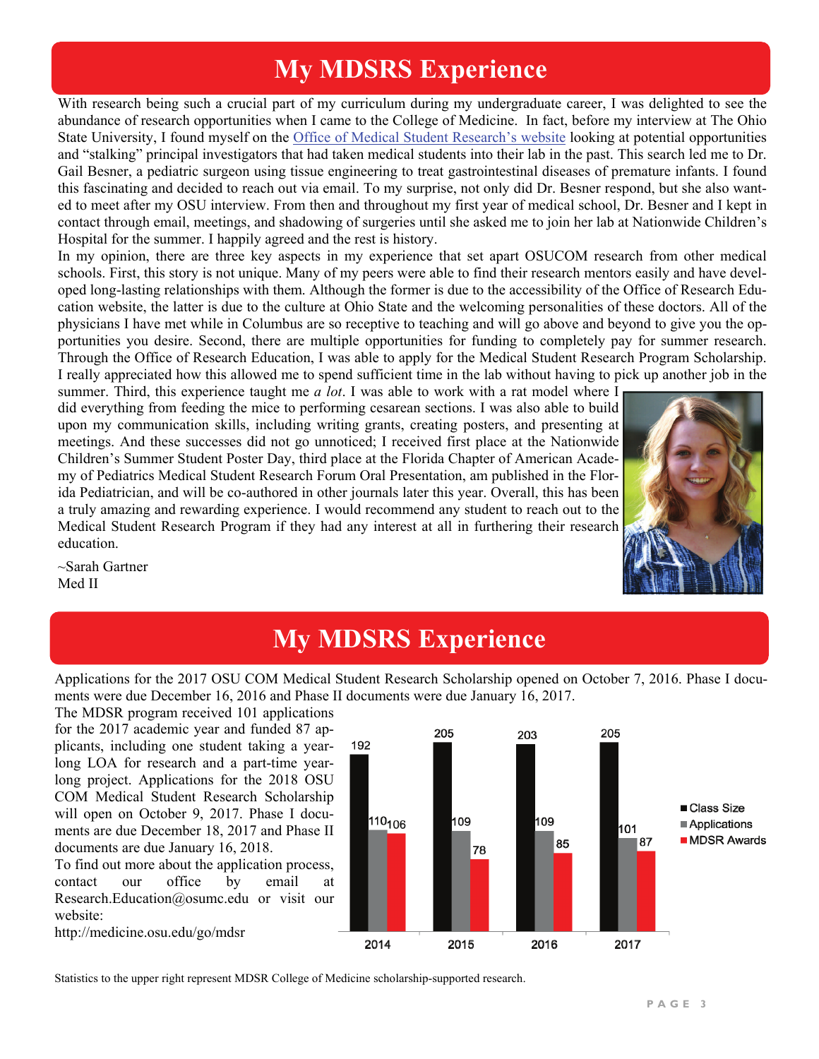# My MDSRS Experience

With research being such a crucial part of my curriculum during my undergraduate career, I was delighted to see the abundance of research opportunities when I came to the College of Medicine. In fact, before my interview at The Ohio State University, I found myself on the Office of Medical Student Research's website looking at potential opportunities and "stalking" principal investigators that had taken medical students into their lab in the past. This search led me to Dr. Gail Besner, a pediatric surgeon using tissue engineering to treat gastrointestinal diseases of premature infants. I found this fascinating and decided to reach out via email. To my surprise, not only did Dr. Besner respond, but she also wanted to meet after my OSU interview. From then and throughout my first year of medical school, Dr. Besner and I kept in contact through email, meetings, and shadowing of surgeries until she asked me to join her lab at Nationwide Children's Hospital for the summer. I happily agreed and the rest is history.

In my opinion, there are three key aspects in my experience that set apart OSUCOM research from other medical schools. First, this story is not unique. Many of my peers were able to find their research mentors easily and have developed long-lasting relationships with them. Although the former is due to the accessibility of the Office of Research Education website, the latter is due to the culture at Ohio State and the welcoming personalities of these doctors. All of the physicians I have met while in Columbus are so receptive to teaching and will go above and beyond to give you the opportunities you desire. Second, there are multiple opportunities for funding to completely pay for summer research. Through the Office of Research Education, I was able to apply for the Medical Student Research Program Scholarship. I really appreciated how this allowed me to spend sufficient time in the lab without having to pick up another job in the summer. Third, this experience taught me *a lot*. I was able to work with a rat model where I did everything from feeding the mice to performing cesarean sections. I was also able to build upon my communication skills, including writing grants, creating posters, and presenting at meetings. And these successes did not go unnoticed; I received first place at the Nationwide Children's Summer Student Poster Day, third place at the Florida Chapter of American Academy of Pediatrics Medical Student Research Forum Oral Presentation, am published in the Florida Pediatrician, and will be co-authored in other journals later this year. Overall, this has been a truly amazing and rewarding experience. I would recommend any student to reach out to the Medical Student Research Program if they had any interest at all in furthering their research education.

~Sarah Gartner
Med II

# My MDSRS Experience

Applications for the 2017 OSU COM Medical Student Research Scholarship opened on October 7, 2016. Phase I documents were due December 16, 2016 and Phase II documents were due January 16, 2017.

The MDSR program received 101 applications for the 2017 academic year and funded 87 applicants, including one student taking a year-long LOA for research and a part-time year-long project. Applications for the 2018 OSU COM Medical Student Research Scholarship will open on October 9, 2017. Phase I documents are due December 18, 2017 and Phase II documents are due January 16, 2018.

To find out more about the application process, contact our office by email at Research.Education@osumc.edu or visit our website:
http://medicine.osu.edu/go/mdsr

| Year | Class Size | Applications | MDSR Awards |
|---|---|---|---|
| 2014 | 192 | 110 | 106 |
| 2015 | 205 | 109 | 78 |
| 2016 | 203 | 109 | 85 |
| 2017 | 205 | 101 | 87 |

Statistics to the upper right represent MDSR College of Medicine scholarship-supported research.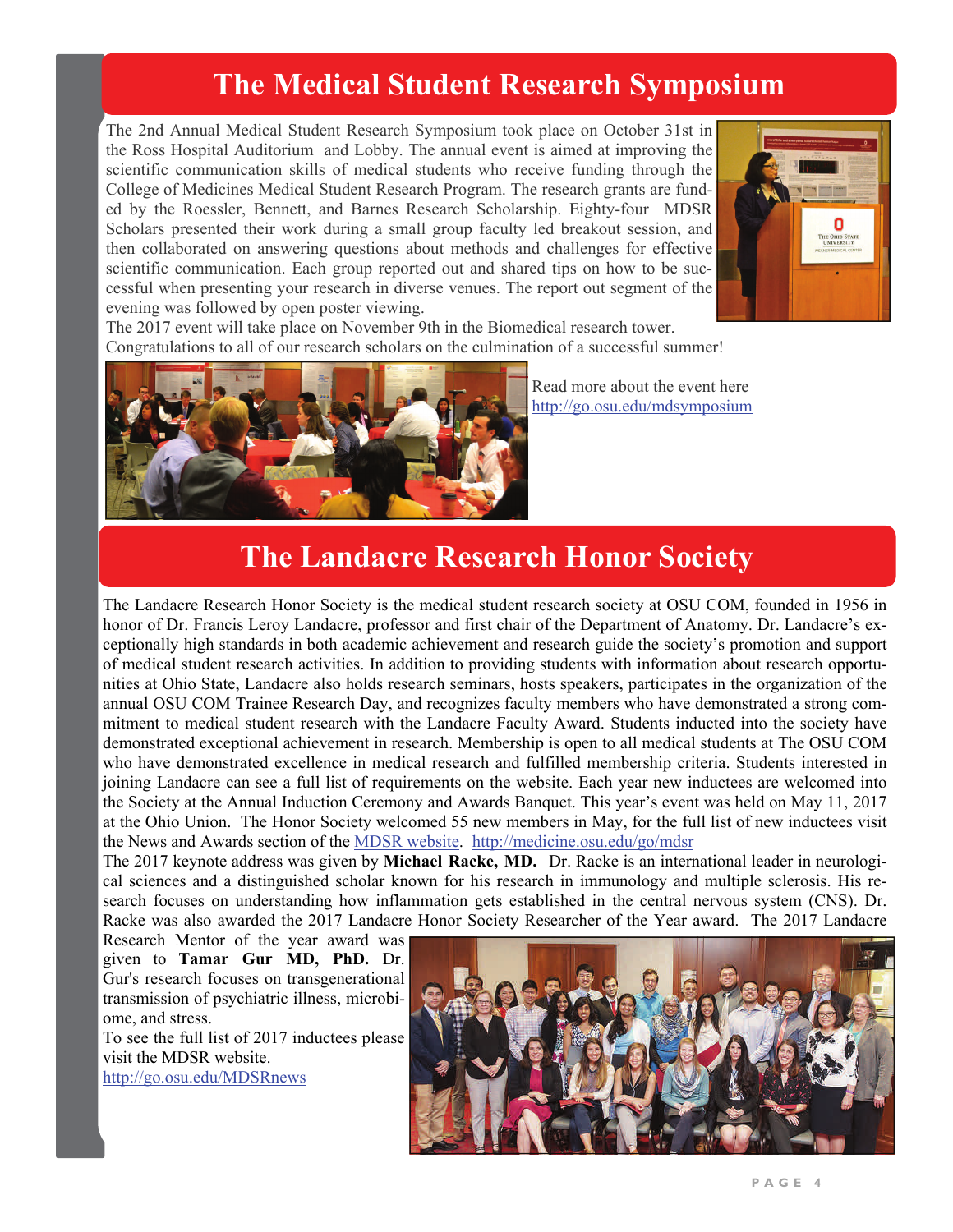# The Medical Student Research Symposium

The 2nd Annual Medical Student Research Symposium took place on October 31st in the Ross Hospital Auditorium and Lobby. The annual event is aimed at improving the scientific communication skills of medical students who receive funding through the College of Medicines Medical Student Research Program. The research grants are funded by the Roessler, Bennett, and Barnes Research Scholarship. Eighty-four MDSR Scholars presented their work during a small group faculty led breakout session, and then collaborated on answering questions about methods and challenges for effective scientific communication. Each group reported out and shared tips on how to be successful when presenting your research in diverse venues. The report out segment of the evening was followed by open poster viewing.

The 2017 event will take place on November 9th in the Biomedical research tower.

Congratulations to all of our research scholars on the culmination of a successful summer!

Read more about the event here http://go.osu.edu/mdsymposium

# The Landacre Research Honor Society

The Landacre Research Honor Society is the medical student research society at OSU COM, founded in 1956 in honor of Dr. Francis Leroy Landacre, professor and first chair of the Department of Anatomy. Dr. Landacre's exceptionally high standards in both academic achievement and research guide the society's promotion and support of medical student research activities. In addition to providing students with information about research opportunities at Ohio State, Landacre also holds research seminars, hosts speakers, participates in the organization of the annual OSU COM Trainee Research Day, and recognizes faculty members who have demonstrated a strong commitment to medical student research with the Landacre Faculty Award. Students inducted into the society have demonstrated exceptional achievement in research. Membership is open to all medical students at The OSU COM who have demonstrated excellence in medical research and fulfilled membership criteria. Students interested in joining Landacre can see a full list of requirements on the website. Each year new inductees are welcomed into the Society at the Annual Induction Ceremony and Awards Banquet. This year's event was held on May 11, 2017 at the Ohio Union. The Honor Society welcomed 55 new members in May, for the full list of new inductees visit the News and Awards section of the MDSR website. http://medicine.osu.edu/go/mdsr

The 2017 keynote address was given by **Michael Racke, MD.** Dr. Racke is an international leader in neurological sciences and a distinguished scholar known for his research in immunology and multiple sclerosis. His research focuses on understanding how inflammation gets established in the central nervous system (CNS). Dr. Racke was also awarded the 2017 Landacre Honor Society Researcher of the Year award. The 2017 Landacre Research Mentor of the year award was given to **Tamar Gur MD, PhD.** Dr. Gur's research focuses on transgenerational transmission of psychiatric illness, microbiome, and stress.

To see the full list of 2017 inductees please visit the MDSR website.

http://go.osu.edu/MDSRnews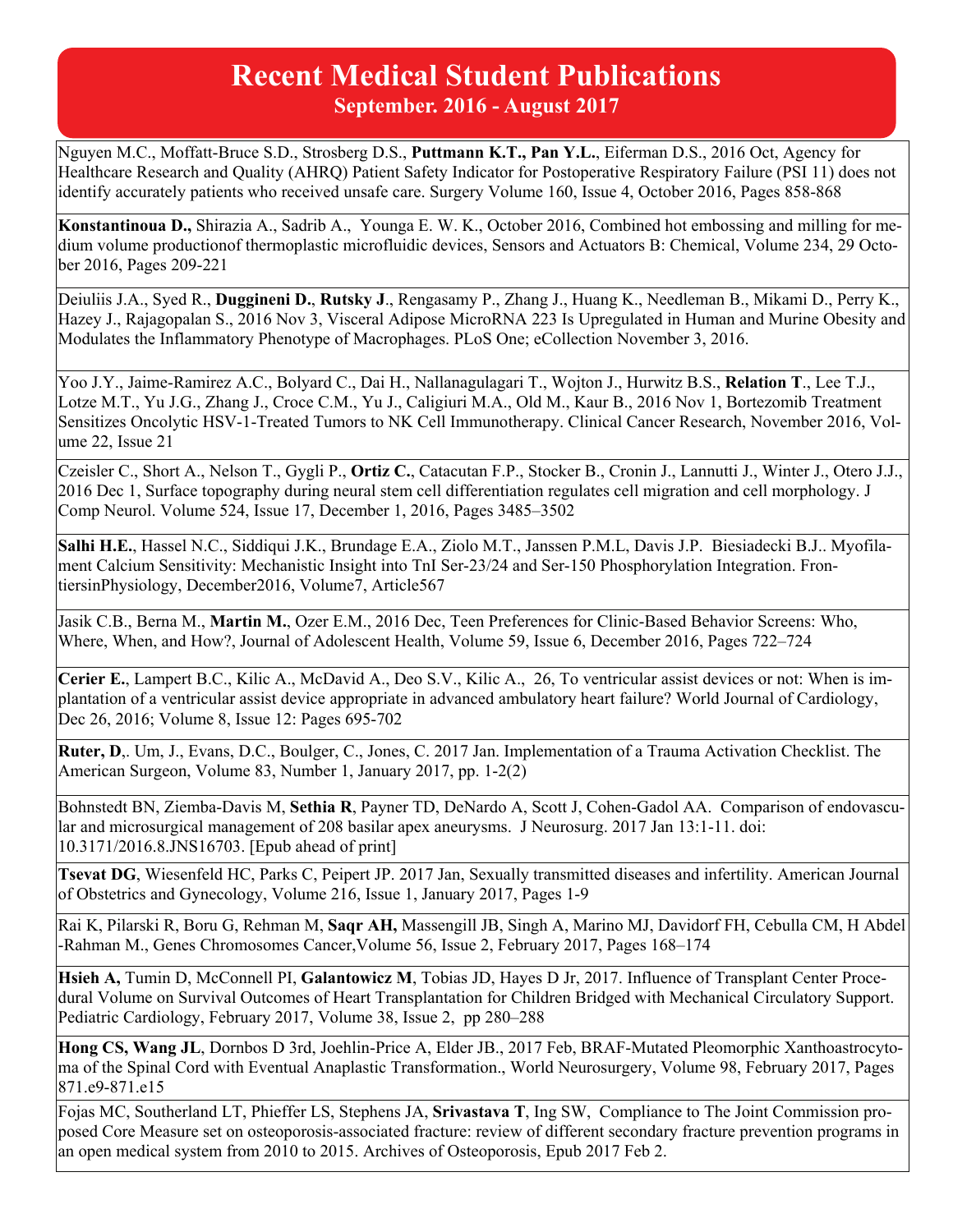# Recent Medical Student Publications

## September. 2016 - August 2017

Nguyen M.C., Moffatt-Bruce S.D., Strosberg D.S., **Puttmann K.T., Pan Y.L.**, Eiferman D.S., 2016 Oct, Agency for Healthcare Research and Quality (AHRQ) Patient Safety Indicator for Postoperative Respiratory Failure (PSI 11) does not identify accurately patients who received unsafe care. Surgery Volume 160, Issue 4, October 2016, Pages 858-868

**Konstantinoua D.,** Shirazia A., Sadrib A., Younga E. W. K., October 2016, Combined hot embossing and milling for medium volume productionof thermoplastic microfluidic devices, Sensors and Actuators B: Chemical, Volume 234, 29 October 2016, Pages 209-221

Deiuliis J.A., Syed R., **Duggineni D.**, **Rutsky J**., Rengasamy P., Zhang J., Huang K., Needleman B., Mikami D., Perry K., Hazey J., Rajagopalan S., 2016 Nov 3, Visceral Adipose MicroRNA 223 Is Upregulated in Human and Murine Obesity and Modulates the Inflammatory Phenotype of Macrophages. PLoS One; eCollection November 3, 2016.

Yoo J.Y., Jaime-Ramirez A.C., Bolyard C., Dai H., Nallanagulagari T., Wojton J., Hurwitz B.S., **Relation T**., Lee T.J., Lotze M.T., Yu J.G., Zhang J., Croce C.M., Yu J., Caligiuri M.A., Old M., Kaur B., 2016 Nov 1, Bortezomib Treatment Sensitizes Oncolytic HSV-1-Treated Tumors to NK Cell Immunotherapy. Clinical Cancer Research, November 2016, Volume 22, Issue 21

Czeisler C., Short A., Nelson T., Gygli P., **Ortiz C.**, Catacutan F.P., Stocker B., Cronin J., Lannutti J., Winter J., Otero J.J., 2016 Dec 1, Surface topography during neural stem cell differentiation regulates cell migration and cell morphology. J Comp Neurol. Volume 524, Issue 17, December 1, 2016, Pages 3485–3502

**Salhi H.E.**, Hassel N.C., Siddiqui J.K., Brundage E.A., Ziolo M.T., Janssen P.M.L, Davis J.P. Biesiadecki B.J.. Myofilament Calcium Sensitivity: Mechanistic Insight into TnI Ser-23/24 and Ser-150 Phosphorylation Integration. FrontiersinPhysiology, December2016, Volume7, Article567

Jasik C.B., Berna M., **Martin M.**, Ozer E.M., 2016 Dec, Teen Preferences for Clinic-Based Behavior Screens: Who, Where, When, and How?, Journal of Adolescent Health, Volume 59, Issue 6, December 2016, Pages 722–724

**Cerier E.**, Lampert B.C., Kilic A., McDavid A., Deo S.V., Kilic A., 26, To ventricular assist devices or not: When is implantation of a ventricular assist device appropriate in advanced ambulatory heart failure? World Journal of Cardiology, Dec 26, 2016; Volume 8, Issue 12: Pages 695-702

**Ruter, D**,. Um, J., Evans, D.C., Boulger, C., Jones, C. 2017 Jan. Implementation of a Trauma Activation Checklist. The American Surgeon, Volume 83, Number 1, January 2017, pp. 1-2(2)

Bohnstedt BN, Ziemba-Davis M, **Sethia R**, Payner TD, DeNardo A, Scott J, Cohen-Gadol AA. Comparison of endovascular and microsurgical management of 208 basilar apex aneurysms. J Neurosurg. 2017 Jan 13:1-11. doi: 10.3171/2016.8.JNS16703. [Epub ahead of print]

**Tsevat DG**, Wiesenfeld HC, Parks C, Peipert JP. 2017 Jan, Sexually transmitted diseases and infertility. American Journal of Obstetrics and Gynecology, Volume 216, Issue 1, January 2017, Pages 1-9

Rai K, Pilarski R, Boru G, Rehman M, **Saqr AH,** Massengill JB, Singh A, Marino MJ, Davidorf FH, Cebulla CM, H Abdel-Rahman M., Genes Chromosomes Cancer,Volume 56, Issue 2, February 2017, Pages 168–174

**Hsieh A,** Tumin D, McConnell PI, **Galantowicz M**, Tobias JD, Hayes D Jr, 2017. Influence of Transplant Center Procedural Volume on Survival Outcomes of Heart Transplantation for Children Bridged with Mechanical Circulatory Support. Pediatric Cardiology, February 2017, Volume 38, Issue 2, pp 280–288

**Hong CS, Wang JL**, Dornbos D 3rd, Joehlin-Price A, Elder JB., 2017 Feb, BRAF-Mutated Pleomorphic Xanthoastrocytoma of the Spinal Cord with Eventual Anaplastic Transformation., World Neurosurgery, Volume 98, February 2017, Pages 871.e9-871.e15

Fojas MC, Southerland LT, Phieffer LS, Stephens JA, **Srivastava T**, Ing SW, Compliance to The Joint Commission proposed Core Measure set on osteoporosis-associated fracture: review of different secondary fracture prevention programs in an open medical system from 2010 to 2015. Archives of Osteoporosis, Epub 2017 Feb 2.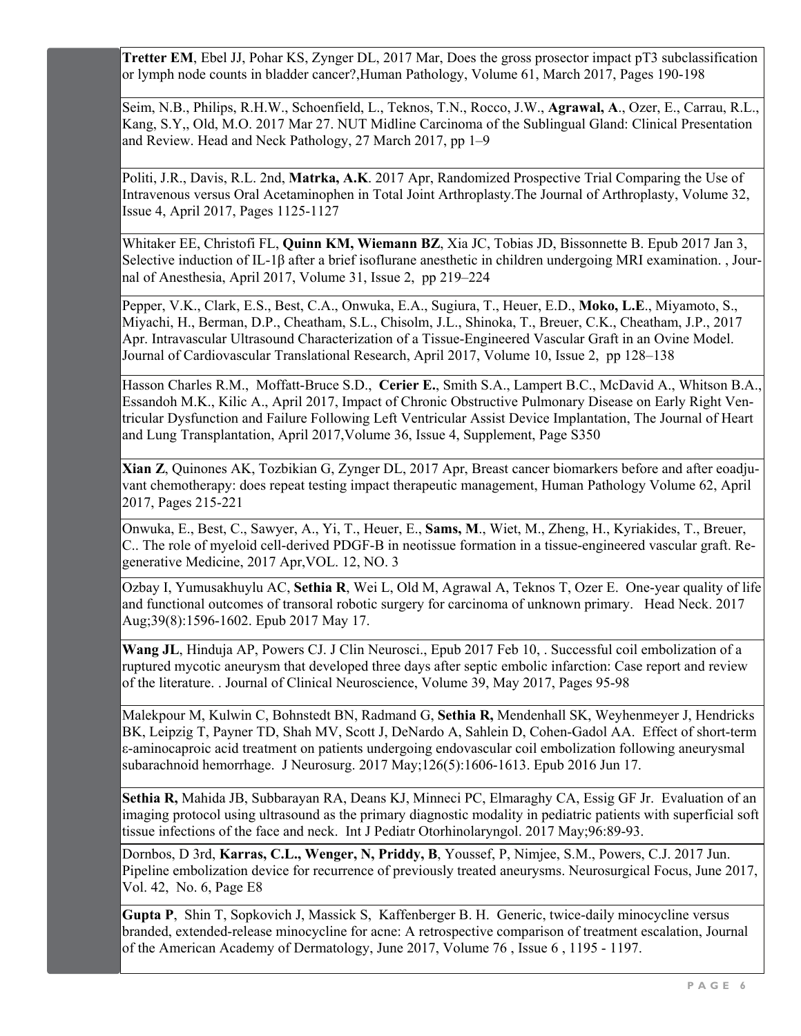**Tretter EM**, Ebel JJ, Pohar KS, Zynger DL, 2017 Mar, Does the gross prosector impact pT3 subclassification or lymph node counts in bladder cancer?,Human Pathology, Volume 61, March 2017, Pages 190-198

Seim, N.B., Philips, R.H.W., Schoenfield, L., Teknos, T.N., Rocco, J.W., **Agrawal, A**., Ozer, E., Carrau, R.L., Kang, S.Y,, Old, M.O. 2017 Mar 27. NUT Midline Carcinoma of the Sublingual Gland: Clinical Presentation and Review. Head and Neck Pathology, 27 March 2017, pp 1–9

Politi, J.R., Davis, R.L. 2nd, **Matrka, A.K**. 2017 Apr, Randomized Prospective Trial Comparing the Use of Intravenous versus Oral Acetaminophen in Total Joint Arthroplasty.The Journal of Arthroplasty, Volume 32, Issue 4, April 2017, Pages 1125-1127

Whitaker EE, Christofi FL, **Quinn KM, Wiemann BZ**, Xia JC, Tobias JD, Bissonnette B. Epub 2017 Jan 3, Selective induction of IL-1β after a brief isoflurane anesthetic in children undergoing MRI examination. , Journal of Anesthesia, April 2017, Volume 31, Issue 2, pp 219–224

Pepper, V.K., Clark, E.S., Best, C.A., Onwuka, E.A., Sugiura, T., Heuer, E.D., **Moko, L.E**., Miyamoto, S., Miyachi, H., Berman, D.P., Cheatham, S.L., Chisolm, J.L., Shinoka, T., Breuer, C.K., Cheatham, J.P., 2017 Apr. Intravascular Ultrasound Characterization of a Tissue-Engineered Vascular Graft in an Ovine Model. Journal of Cardiovascular Translational Research, April 2017, Volume 10, Issue 2, pp 128–138

Hasson Charles R.M., Moffatt-Bruce S.D., **Cerier E.**, Smith S.A., Lampert B.C., McDavid A., Whitson B.A., Essandoh M.K., Kilic A., April 2017, Impact of Chronic Obstructive Pulmonary Disease on Early Right Ventricular Dysfunction and Failure Following Left Ventricular Assist Device Implantation, The Journal of Heart and Lung Transplantation, April 2017,Volume 36, Issue 4, Supplement, Page S350

**Xian Z**, Quinones AK, Tozbikian G, Zynger DL, 2017 Apr, Breast cancer biomarkers before and after eoadjuvant chemotherapy: does repeat testing impact therapeutic management, Human Pathology Volume 62, April 2017, Pages 215-221

Onwuka, E., Best, C., Sawyer, A., Yi, T., Heuer, E., **Sams, M**., Wiet, M., Zheng, H., Kyriakides, T., Breuer, C.. The role of myeloid cell-derived PDGF-B in neotissue formation in a tissue-engineered vascular graft. Regenerative Medicine, 2017 Apr,VOL. 12, NO. 3

Ozbay I, Yumusakhuylu AC, **Sethia R**, Wei L, Old M, Agrawal A, Teknos T, Ozer E. One-year quality of life and functional outcomes of transoral robotic surgery for carcinoma of unknown primary. Head Neck. 2017 Aug;39(8):1596-1602. Epub 2017 May 17.

**Wang JL**, Hinduja AP, Powers CJ. J Clin Neurosci., Epub 2017 Feb 10, . Successful coil embolization of a ruptured mycotic aneurysm that developed three days after septic embolic infarction: Case report and review of the literature. . Journal of Clinical Neuroscience, Volume 39, May 2017, Pages 95-98

Malekpour M, Kulwin C, Bohnstedt BN, Radmand G, **Sethia R,** Mendenhall SK, Weyhenmeyer J, Hendricks BK, Leipzig T, Payner TD, Shah MV, Scott J, DeNardo A, Sahlein D, Cohen-Gadol AA. Effect of short-term ε-aminocaproic acid treatment on patients undergoing endovascular coil embolization following aneurysmal subarachnoid hemorrhage. J Neurosurg. 2017 May;126(5):1606-1613. Epub 2016 Jun 17.

**Sethia R,** Mahida JB, Subbarayan RA, Deans KJ, Minneci PC, Elmaraghy CA, Essig GF Jr. Evaluation of an imaging protocol using ultrasound as the primary diagnostic modality in pediatric patients with superficial soft tissue infections of the face and neck. Int J Pediatr Otorhinolaryngol. 2017 May;96:89-93.

Dornbos, D 3rd, **Karras, C.L., Wenger, N, Priddy, B**, Youssef, P, Nimjee, S.M., Powers, C.J. 2017 Jun. Pipeline embolization device for recurrence of previously treated aneurysms. Neurosurgical Focus, June 2017, Vol. 42, No. 6, Page E8

**Gupta P**, Shin T, Sopkovich J, Massick S, Kaffenberger B. H. Generic, twice-daily minocycline versus branded, extended-release minocycline for acne: A retrospective comparison of treatment escalation, Journal of the American Academy of Dermatology, June 2017, Volume 76 , Issue 6 , 1195 - 1197.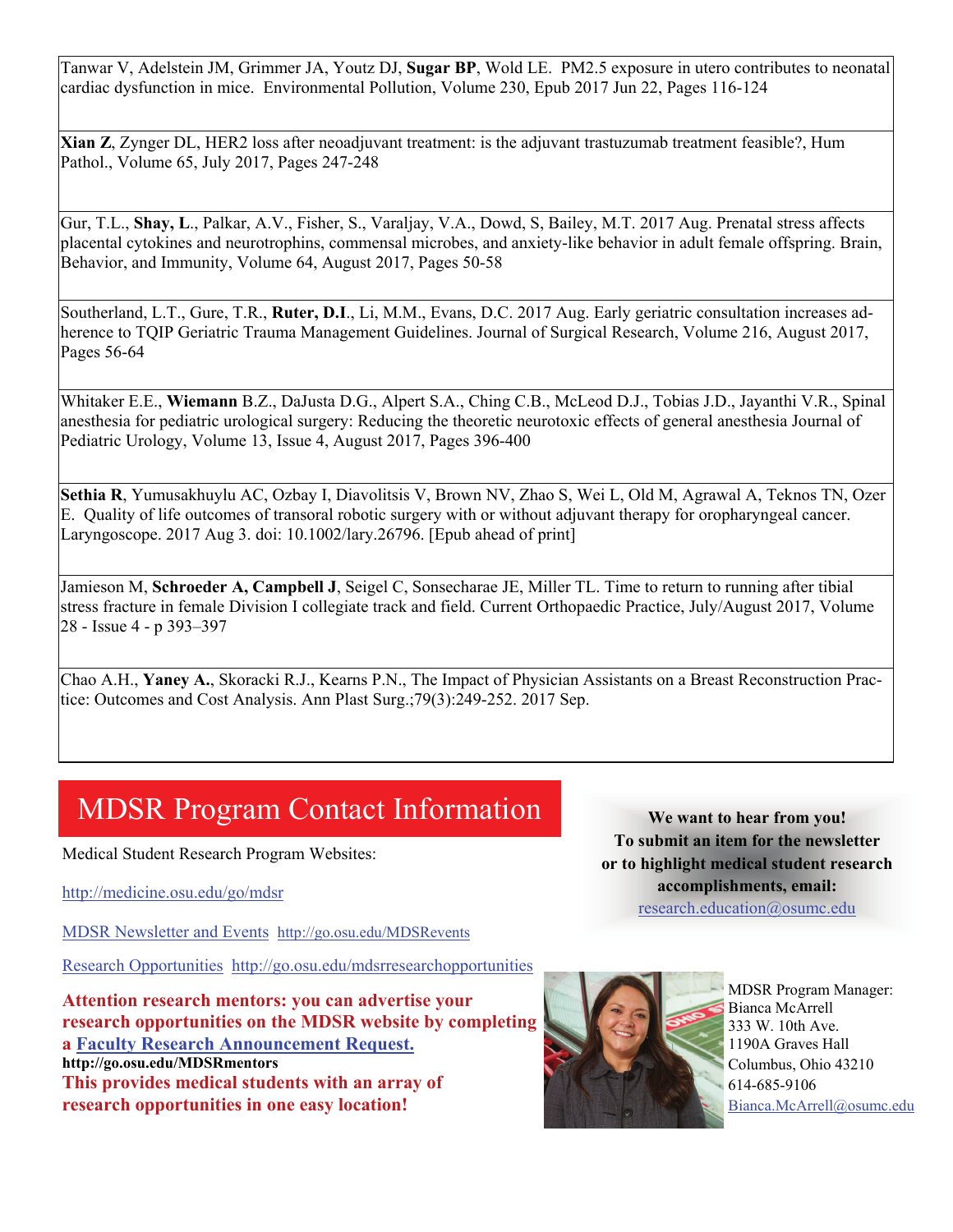Tanwar V, Adelstein JM, Grimmer JA, Youtz DJ, **Sugar BP**, Wold LE. PM2.5 exposure in utero contributes to neonatal cardiac dysfunction in mice. Environmental Pollution, Volume 230, Epub 2017 Jun 22, Pages 116-124

**Xian Z**, Zynger DL, HER2 loss after neoadjuvant treatment: is the adjuvant trastuzumab treatment feasible?, Hum Pathol., Volume 65, July 2017, Pages 247-248

Gur, T.L., **Shay, L**., Palkar, A.V., Fisher, S., Varaljay, V.A., Dowd, S, Bailey, M.T. 2017 Aug. Prenatal stress affects placental cytokines and neurotrophins, commensal microbes, and anxiety-like behavior in adult female offspring. Brain, Behavior, and Immunity, Volume 64, August 2017, Pages 50-58

Southerland, L.T., Gure, T.R., **Ruter, D.I**., Li, M.M., Evans, D.C. 2017 Aug. Early geriatric consultation increases adherence to TQIP Geriatric Trauma Management Guidelines. Journal of Surgical Research, Volume 216, August 2017, Pages 56-64

Whitaker E.E., **Wiemann** B.Z., DaJusta D.G., Alpert S.A., Ching C.B., McLeod D.J., Tobias J.D., Jayanthi V.R., Spinal anesthesia for pediatric urological surgery: Reducing the theoretic neurotoxic effects of general anesthesia Journal of Pediatric Urology, Volume 13, Issue 4, August 2017, Pages 396-400

**Sethia R**, Yumusakhuylu AC, Ozbay I, Diavolitsis V, Brown NV, Zhao S, Wei L, Old M, Agrawal A, Teknos TN, Ozer E. Quality of life outcomes of transoral robotic surgery with or without adjuvant therapy for oropharyngeal cancer. Laryngoscope. 2017 Aug 3. doi: 10.1002/lary.26796. [Epub ahead of print]

Jamieson M, **Schroeder A, Campbell J**, Seigel C, Sonsecharae JE, Miller TL. Time to return to running after tibial stress fracture in female Division I collegiate track and field. Current Orthopaedic Practice, July/August 2017, Volume 28 - Issue 4 - p 393–397

Chao A.H., **Yaney A.**, Skoracki R.J., Kearns P.N., The Impact of Physician Assistants on a Breast Reconstruction Practice: Outcomes and Cost Analysis. Ann Plast Surg.;79(3):249-252. 2017 Sep.

## MDSR Program Contact Information

Medical Student Research Program Websites:

http://medicine.osu.edu/go/mdsr

MDSR Newsletter and Events http://go.osu.edu/MDSRevents

Research Opportunities http://go.osu.edu/mdsrresearchopportunities

**Attention research mentors: you can advertise your research opportunities on the MDSR website by completing a Faculty Research Announcement Request.**
**http://go.osu.edu/MDSRmentors**
**This provides medical students with an array of research opportunities in one easy location!**

**We want to hear from you!**
**To submit an item for the newsletter or to highlight medical student research accomplishments, email:**
research.education@osumc.edu

MDSR Program Manager:
Bianca McArrell
333 W. 10th Ave.
1190A Graves Hall
Columbus, Ohio 43210
614-685-9106
Bianca.McArrell@osumc.edu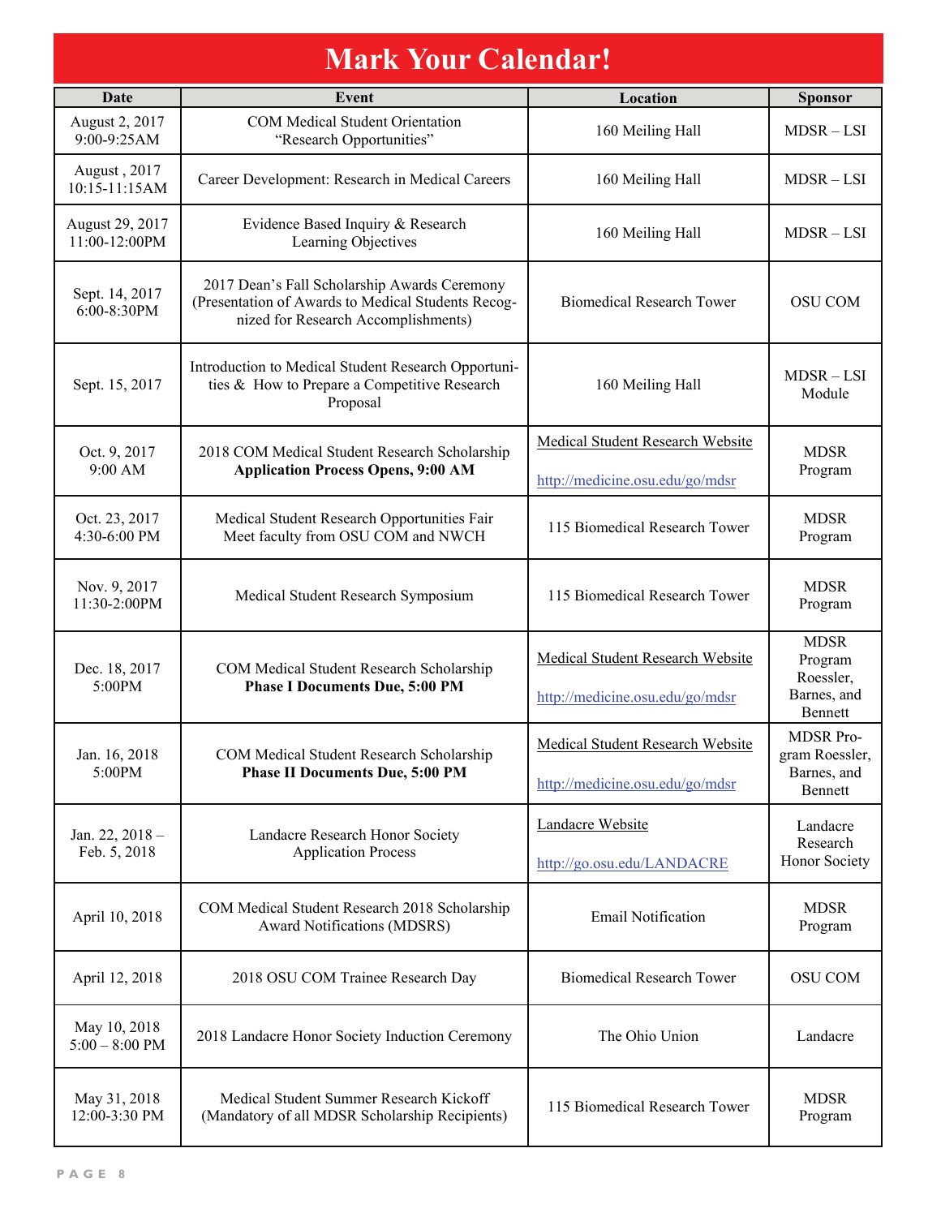# Mark Your Calendar!

| Date | Event | Location | Sponsor |
|---|---|---|---|
| August 2, 2017 9:00-9:25AM | COM Medical Student Orientation "Research Opportunities" | 160 Meiling Hall | MDSR – LSI |
| August , 2017 10:15-11:15AM | Career Development: Research in Medical Careers | 160 Meiling Hall | MDSR – LSI |
| August 29, 2017 11:00-12:00PM | Evidence Based Inquiry & Research Learning Objectives | 160 Meiling Hall | MDSR – LSI |
| Sept. 14, 2017 6:00-8:30PM | 2017 Dean's Fall Scholarship Awards Ceremony (Presentation of Awards to Medical Students Recognized for Research Accomplishments) | Biomedical Research Tower | OSU COM |
| Sept. 15, 2017 | Introduction to Medical Student Research Opportunities & How to Prepare a Competitive Research Proposal | 160 Meiling Hall | MDSR – LSI Module |
| Oct. 9, 2017 9:00 AM | 2018 COM Medical Student Research Scholarship **Application Process Opens, 9:00 AM** | Medical Student Research Website http://medicine.osu.edu/go/mdsr | MDSR Program |
| Oct. 23, 2017 4:30-6:00 PM | Medical Student Research Opportunities Fair Meet faculty from OSU COM and NWCH | 115 Biomedical Research Tower | MDSR Program |
| Nov. 9, 2017 11:30-2:00PM | Medical Student Research Symposium | 115 Biomedical Research Tower | MDSR Program |
| Dec. 18, 2017 5:00PM | COM Medical Student Research Scholarship **Phase I Documents Due, 5:00 PM** | Medical Student Research Website http://medicine.osu.edu/go/mdsr | MDSR Program Roessler, Barnes, and Bennett |
| Jan. 16, 2018 5:00PM | COM Medical Student Research Scholarship **Phase II Documents Due, 5:00 PM** | Medical Student Research Website http://medicine.osu.edu/go/mdsr | MDSR Program Roessler, Barnes, and Bennett |
| Jan. 22, 2018 – Feb. 5, 2018 | Landacre Research Honor Society Application Process | Landacre Website http://go.osu.edu/LANDACRE | Landacre Research Honor Society |
| April 10, 2018 | COM Medical Student Research 2018 Scholarship Award Notifications (MDSRS) | Email Notification | MDSR Program |
| April 12, 2018 | 2018 OSU COM Trainee Research Day | Biomedical Research Tower | OSU COM |
| May 10, 2018 5:00 – 8:00 PM | 2018 Landacre Honor Society Induction Ceremony | The Ohio Union | Landacre |
| May 31, 2018 12:00-3:30 PM | Medical Student Summer Research Kickoff (Mandatory of all MDSR Scholarship Recipients) | 115 Biomedical Research Tower | MDSR Program |